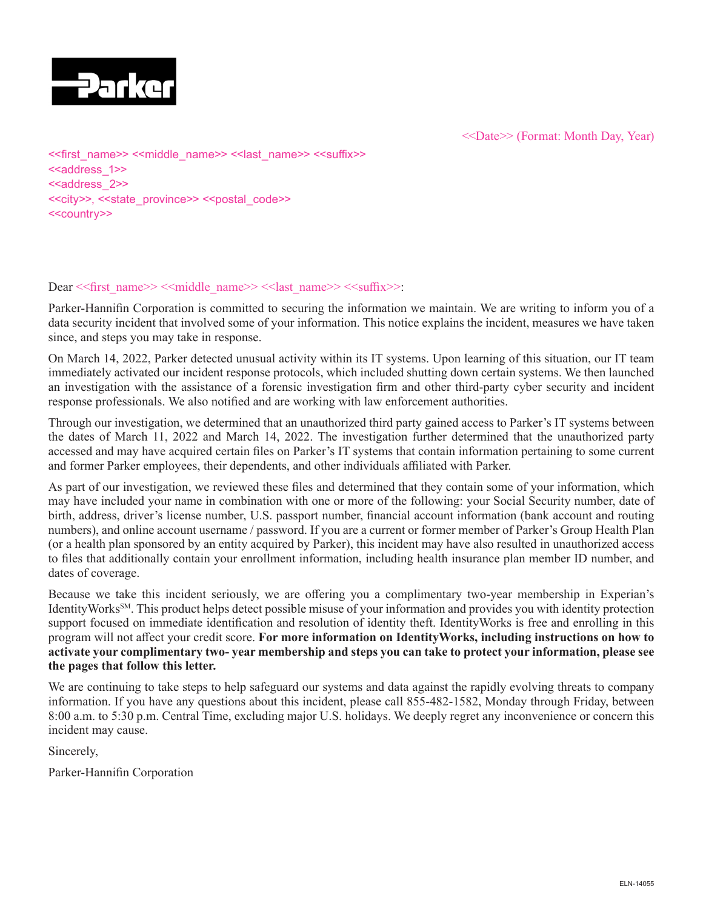Parker

<<Date>> (Format: Month Day, Year)

<<first_name>> <<middle_name>> <<last_name>> <<suffix>>
<<address_1>>
<<address_2>>
<<city>>, <<state_province>> <<postal_code>>
<<country>>

Dear <<first_name>> <<middle_name>> <<last_name>> <<suffix>>:

Parker-Hannifin Corporation is committed to securing the information we maintain. We are writing to inform you of a data security incident that involved some of your information. This notice explains the incident, measures we have taken since, and steps you may take in response.

On March 14, 2022, Parker detected unusual activity within its IT systems. Upon learning of this situation, our IT team immediately activated our incident response protocols, which included shutting down certain systems. We then launched an investigation with the assistance of a forensic investigation firm and other third-party cyber security and incident response professionals. We also notified and are working with law enforcement authorities.

Through our investigation, we determined that an unauthorized third party gained access to Parker's IT systems between the dates of March 11, 2022 and March 14, 2022. The investigation further determined that the unauthorized party accessed and may have acquired certain files on Parker's IT systems that contain information pertaining to some current and former Parker employees, their dependents, and other individuals affiliated with Parker.

As part of our investigation, we reviewed these files and determined that they contain some of your information, which may have included your name in combination with one or more of the following: your Social Security number, date of birth, address, driver's license number, U.S. passport number, financial account information (bank account and routing numbers), and online account username / password. If you are a current or former member of Parker's Group Health Plan (or a health plan sponsored by an entity acquired by Parker), this incident may have also resulted in unauthorized access to files that additionally contain your enrollment information, including health insurance plan member ID number, and dates of coverage.

Because we take this incident seriously, we are offering you a complimentary two-year membership in Experian's IdentityWorks[SM]. This product helps detect possible misuse of your information and provides you with identity protection support focused on immediate identification and resolution of identity theft. IdentityWorks is free and enrolling in this program will not affect your credit score. **For more information on IdentityWorks, including instructions on how to activate your complimentary two- year membership and steps you can take to protect your information, please see the pages that follow this letter.**

We are continuing to take steps to help safeguard our systems and data against the rapidly evolving threats to company information. If you have any questions about this incident, please call 855-482-1582, Monday through Friday, between 8:00 a.m. to 5:30 p.m. Central Time, excluding major U.S. holidays. We deeply regret any inconvenience or concern this incident may cause.

Sincerely,

Parker-Hannifin Corporation

ELN-14055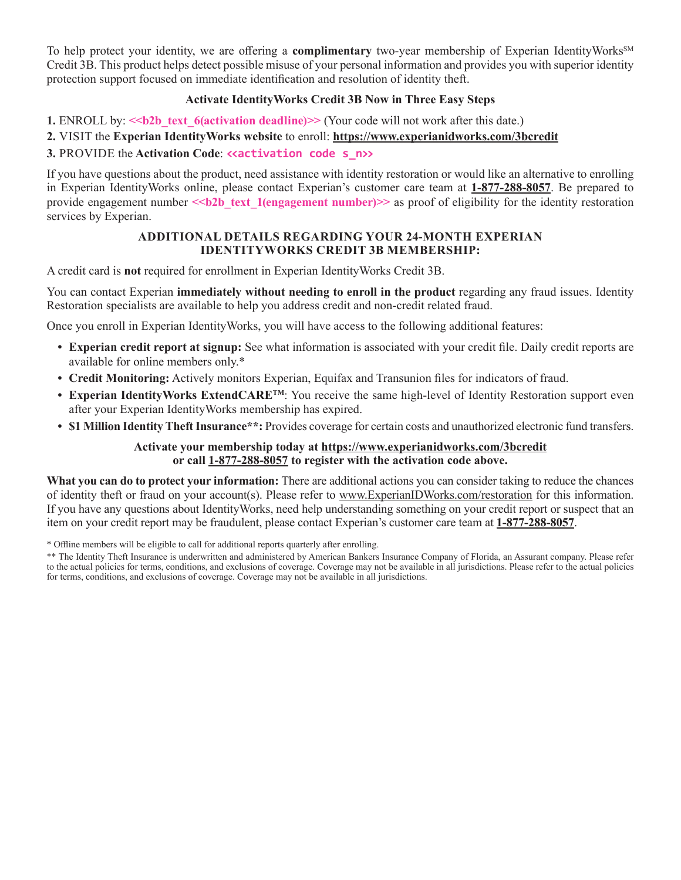To help protect your identity, we are offering a **complimentary** two-year membership of Experian IdentityWorks[SM] Credit 3B. This product helps detect possible misuse of your personal information and provides you with superior identity protection support focused on immediate identification and resolution of identity theft.

**Activate IdentityWorks Credit 3B Now in Three Easy Steps**

**1.** ENROLL by: **<<b2b_text_6(activation deadline)>>** (Your code will not work after this date.)

**2.** VISIT the **Experian IdentityWorks website** to enroll: **https://www.experianidworks.com/3bcredit**

**3.** PROVIDE the **Activation Code**: **<<activation code s_n>>**

If you have questions about the product, need assistance with identity restoration or would like an alternative to enrolling in Experian IdentityWorks online, please contact Experian's customer care team at **1-877-288-8057**. Be prepared to provide engagement number **<<b2b_text_1(engagement number)>>** as proof of eligibility for the identity restoration services by Experian.

**ADDITIONAL DETAILS REGARDING YOUR 24-MONTH EXPERIAN IDENTITYWORKS CREDIT 3B MEMBERSHIP:**

A credit card is **not** required for enrollment in Experian IdentityWorks Credit 3B.

You can contact Experian **immediately without needing to enroll in the product** regarding any fraud issues. Identity Restoration specialists are available to help you address credit and non-credit related fraud.

Once you enroll in Experian IdentityWorks, you will have access to the following additional features:

- **Experian credit report at signup:** See what information is associated with your credit file. Daily credit reports are available for online members only.*
- **Credit Monitoring:** Actively monitors Experian, Equifax and Transunion files for indicators of fraud.
- **Experian IdentityWorks ExtendCARE[TM]**: You receive the same high-level of Identity Restoration support even after your Experian IdentityWorks membership has expired.
- **$1 Million Identity Theft Insurance**:** Provides coverage for certain costs and unauthorized electronic fund transfers.

**Activate your membership today at https://www.experianidworks.com/3bcredit or call 1-877-288-8057 to register with the activation code above.**

**What you can do to protect your information:** There are additional actions you can consider taking to reduce the chances of identity theft or fraud on your account(s). Please refer to www.ExperianIDWorks.com/restoration for this information. If you have any questions about IdentityWorks, need help understanding something on your credit report or suspect that an item on your credit report may be fraudulent, please contact Experian's customer care team at **1-877-288-8057**.

\* Offline members will be eligible to call for additional reports quarterly after enrolling.

** The Identity Theft Insurance is underwritten and administered by American Bankers Insurance Company of Florida, an Assurant company. Please refer to the actual policies for terms, conditions, and exclusions of coverage. Coverage may not be available in all jurisdictions. Please refer to the actual policies for terms, conditions, and exclusions of coverage. Coverage may not be available in all jurisdictions.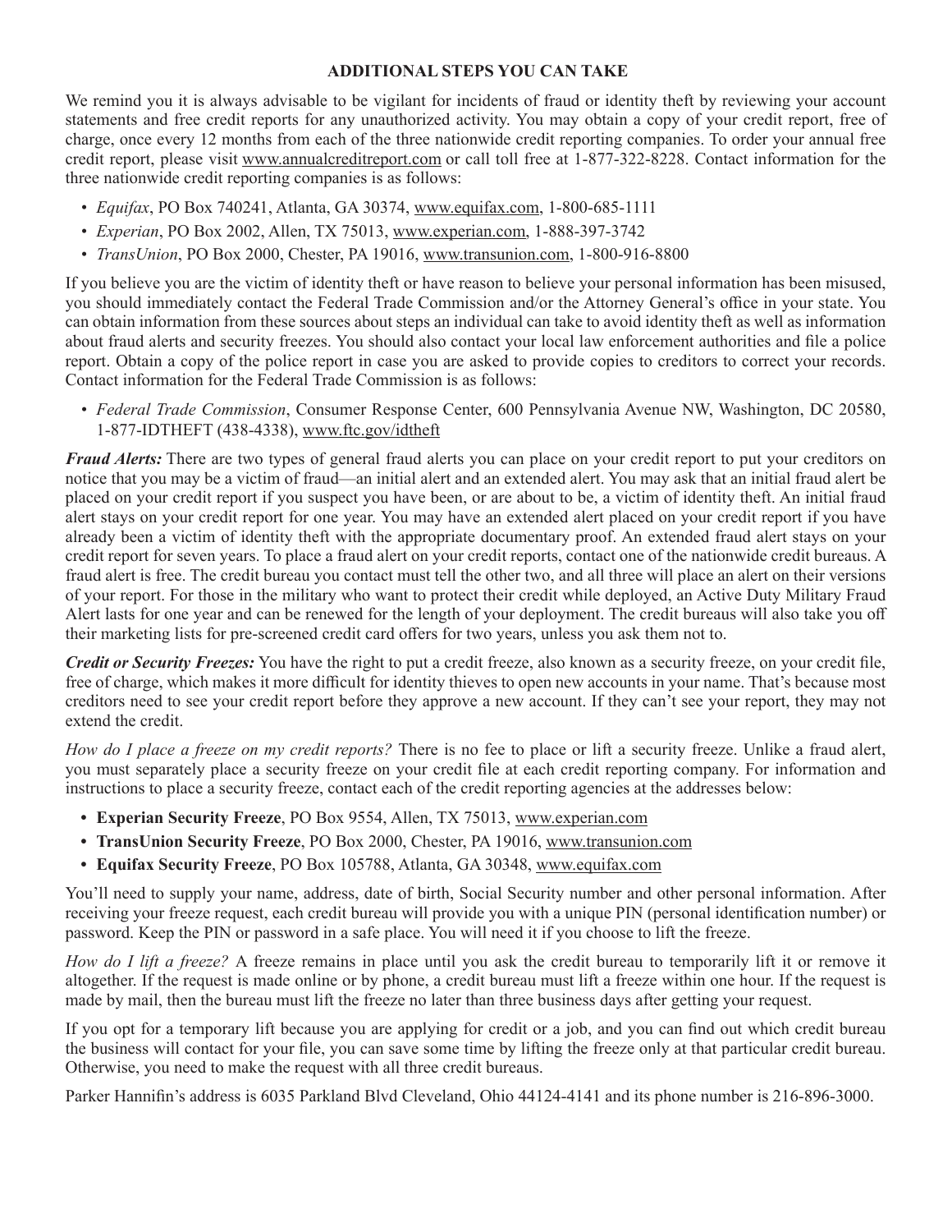## ADDITIONAL STEPS YOU CAN TAKE

We remind you it is always advisable to be vigilant for incidents of fraud or identity theft by reviewing your account statements and free credit reports for any unauthorized activity. You may obtain a copy of your credit report, free of charge, once every 12 months from each of the three nationwide credit reporting companies. To order your annual free credit report, please visit www.annualcreditreport.com or call toll free at 1-877-322-8228. Contact information for the three nationwide credit reporting companies is as follows:

- *Equifax*, PO Box 740241, Atlanta, GA 30374, www.equifax.com, 1-800-685-1111
- *Experian*, PO Box 2002, Allen, TX 75013, www.experian.com, 1-888-397-3742
- *TransUnion*, PO Box 2000, Chester, PA 19016, www.transunion.com, 1-800-916-8800

If you believe you are the victim of identity theft or have reason to believe your personal information has been misused, you should immediately contact the Federal Trade Commission and/or the Attorney General's office in your state. You can obtain information from these sources about steps an individual can take to avoid identity theft as well as information about fraud alerts and security freezes. You should also contact your local law enforcement authorities and file a police report. Obtain a copy of the police report in case you are asked to provide copies to creditors to correct your records. Contact information for the Federal Trade Commission is as follows:

- *Federal Trade Commission*, Consumer Response Center, 600 Pennsylvania Avenue NW, Washington, DC 20580, 1-877-IDTHEFT (438-4338), www.ftc.gov/idtheft

***Fraud Alerts:*** There are two types of general fraud alerts you can place on your credit report to put your creditors on notice that you may be a victim of fraud—an initial alert and an extended alert. You may ask that an initial fraud alert be placed on your credit report if you suspect you have been, or are about to be, a victim of identity theft. An initial fraud alert stays on your credit report for one year. You may have an extended alert placed on your credit report if you have already been a victim of identity theft with the appropriate documentary proof. An extended fraud alert stays on your credit report for seven years. To place a fraud alert on your credit reports, contact one of the nationwide credit bureaus. A fraud alert is free. The credit bureau you contact must tell the other two, and all three will place an alert on their versions of your report. For those in the military who want to protect their credit while deployed, an Active Duty Military Fraud Alert lasts for one year and can be renewed for the length of your deployment. The credit bureaus will also take you off their marketing lists for pre-screened credit card offers for two years, unless you ask them not to.

***Credit or Security Freezes:*** You have the right to put a credit freeze, also known as a security freeze, on your credit file, free of charge, which makes it more difficult for identity thieves to open new accounts in your name. That's because most creditors need to see your credit report before they approve a new account. If they can't see your report, they may not extend the credit.

*How do I place a freeze on my credit reports?* There is no fee to place or lift a security freeze. Unlike a fraud alert, you must separately place a security freeze on your credit file at each credit reporting company. For information and instructions to place a security freeze, contact each of the credit reporting agencies at the addresses below:

- **Experian Security Freeze**, PO Box 9554, Allen, TX 75013, www.experian.com
- **TransUnion Security Freeze**, PO Box 2000, Chester, PA 19016, www.transunion.com
- **Equifax Security Freeze**, PO Box 105788, Atlanta, GA 30348, www.equifax.com

You'll need to supply your name, address, date of birth, Social Security number and other personal information. After receiving your freeze request, each credit bureau will provide you with a unique PIN (personal identification number) or password. Keep the PIN or password in a safe place. You will need it if you choose to lift the freeze.

*How do I lift a freeze?* A freeze remains in place until you ask the credit bureau to temporarily lift it or remove it altogether. If the request is made online or by phone, a credit bureau must lift a freeze within one hour. If the request is made by mail, then the bureau must lift the freeze no later than three business days after getting your request.

If you opt for a temporary lift because you are applying for credit or a job, and you can find out which credit bureau the business will contact for your file, you can save some time by lifting the freeze only at that particular credit bureau. Otherwise, you need to make the request with all three credit bureaus.

Parker Hannifin's address is 6035 Parkland Blvd Cleveland, Ohio 44124-4141 and its phone number is 216-896-3000.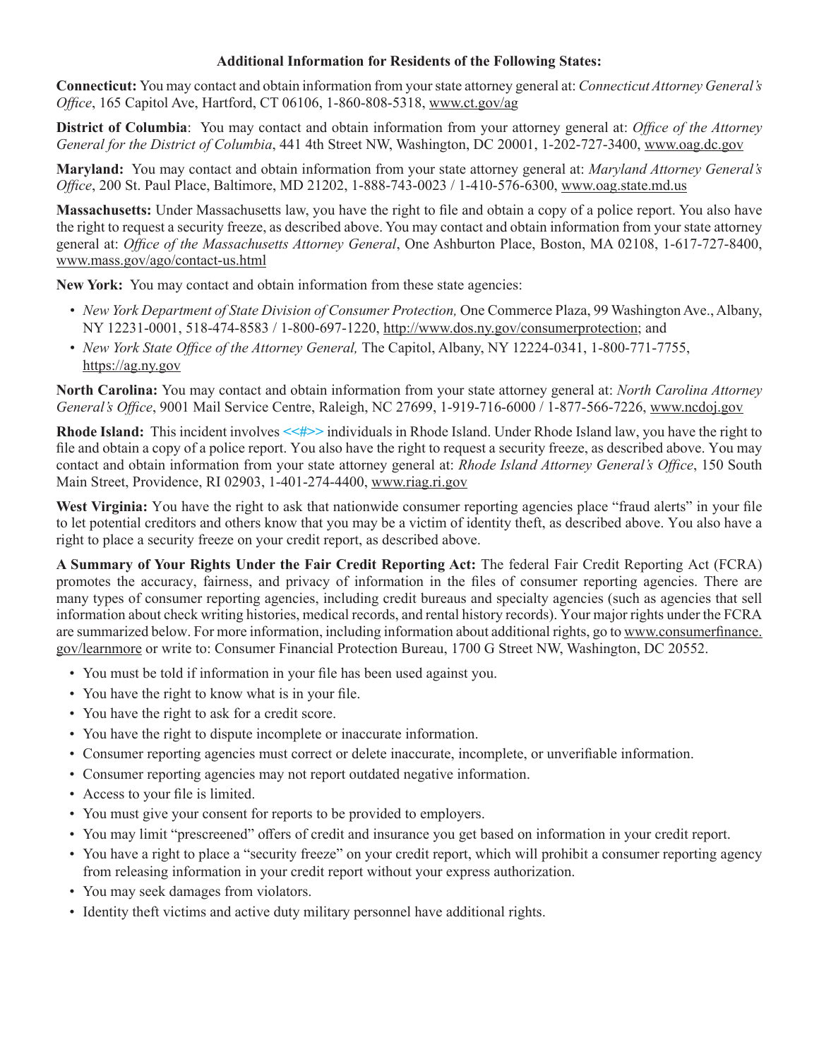**Additional Information for Residents of the Following States:**

**Connecticut:** You may contact and obtain information from your state attorney general at: *Connecticut Attorney General's Office*, 165 Capitol Ave, Hartford, CT 06106, 1-860-808-5318, www.ct.gov/ag

**District of Columbia**: You may contact and obtain information from your attorney general at: *Office of the Attorney General for the District of Columbia*, 441 4th Street NW, Washington, DC 20001, 1-202-727-3400, www.oag.dc.gov

**Maryland:** You may contact and obtain information from your state attorney general at: *Maryland Attorney General's Office*, 200 St. Paul Place, Baltimore, MD 21202, 1-888-743-0023 / 1-410-576-6300, www.oag.state.md.us

**Massachusetts:** Under Massachusetts law, you have the right to file and obtain a copy of a police report. You also have the right to request a security freeze, as described above. You may contact and obtain information from your state attorney general at: *Office of the Massachusetts Attorney General*, One Ashburton Place, Boston, MA 02108, 1-617-727-8400, www.mass.gov/ago/contact-us.html

**New York:** You may contact and obtain information from these state agencies:

- *New York Department of State Division of Consumer Protection,* One Commerce Plaza, 99 Washington Ave., Albany, NY 12231-0001, 518-474-8583 / 1-800-697-1220, http://www.dos.ny.gov/consumerprotection; and
- *New York State Office of the Attorney General,* The Capitol, Albany, NY 12224-0341, 1-800-771-7755, https://ag.ny.gov

**North Carolina:** You may contact and obtain information from your state attorney general at: *North Carolina Attorney General's Office*, 9001 Mail Service Centre, Raleigh, NC 27699, 1-919-716-6000 / 1-877-566-7226, www.ncdoj.gov

**Rhode Island:** This incident involves <<#>> individuals in Rhode Island. Under Rhode Island law, you have the right to file and obtain a copy of a police report. You also have the right to request a security freeze, as described above. You may contact and obtain information from your state attorney general at: *Rhode Island Attorney General's Office*, 150 South Main Street, Providence, RI 02903, 1-401-274-4400, www.riag.ri.gov

**West Virginia:** You have the right to ask that nationwide consumer reporting agencies place "fraud alerts" in your file to let potential creditors and others know that you may be a victim of identity theft, as described above. You also have a right to place a security freeze on your credit report, as described above.

**A Summary of Your Rights Under the Fair Credit Reporting Act:** The federal Fair Credit Reporting Act (FCRA) promotes the accuracy, fairness, and privacy of information in the files of consumer reporting agencies. There are many types of consumer reporting agencies, including credit bureaus and specialty agencies (such as agencies that sell information about check writing histories, medical records, and rental history records). Your major rights under the FCRA are summarized below. For more information, including information about additional rights, go to www.consumerfinance.gov/learnmore or write to: Consumer Financial Protection Bureau, 1700 G Street NW, Washington, DC 20552.

- You must be told if information in your file has been used against you.
- You have the right to know what is in your file.
- You have the right to ask for a credit score.
- You have the right to dispute incomplete or inaccurate information.
- Consumer reporting agencies must correct or delete inaccurate, incomplete, or unverifiable information.
- Consumer reporting agencies may not report outdated negative information.
- Access to your file is limited.
- You must give your consent for reports to be provided to employers.
- You may limit "prescreened" offers of credit and insurance you get based on information in your credit report.
- You have a right to place a "security freeze" on your credit report, which will prohibit a consumer reporting agency from releasing information in your credit report without your express authorization.
- You may seek damages from violators.
- Identity theft victims and active duty military personnel have additional rights.